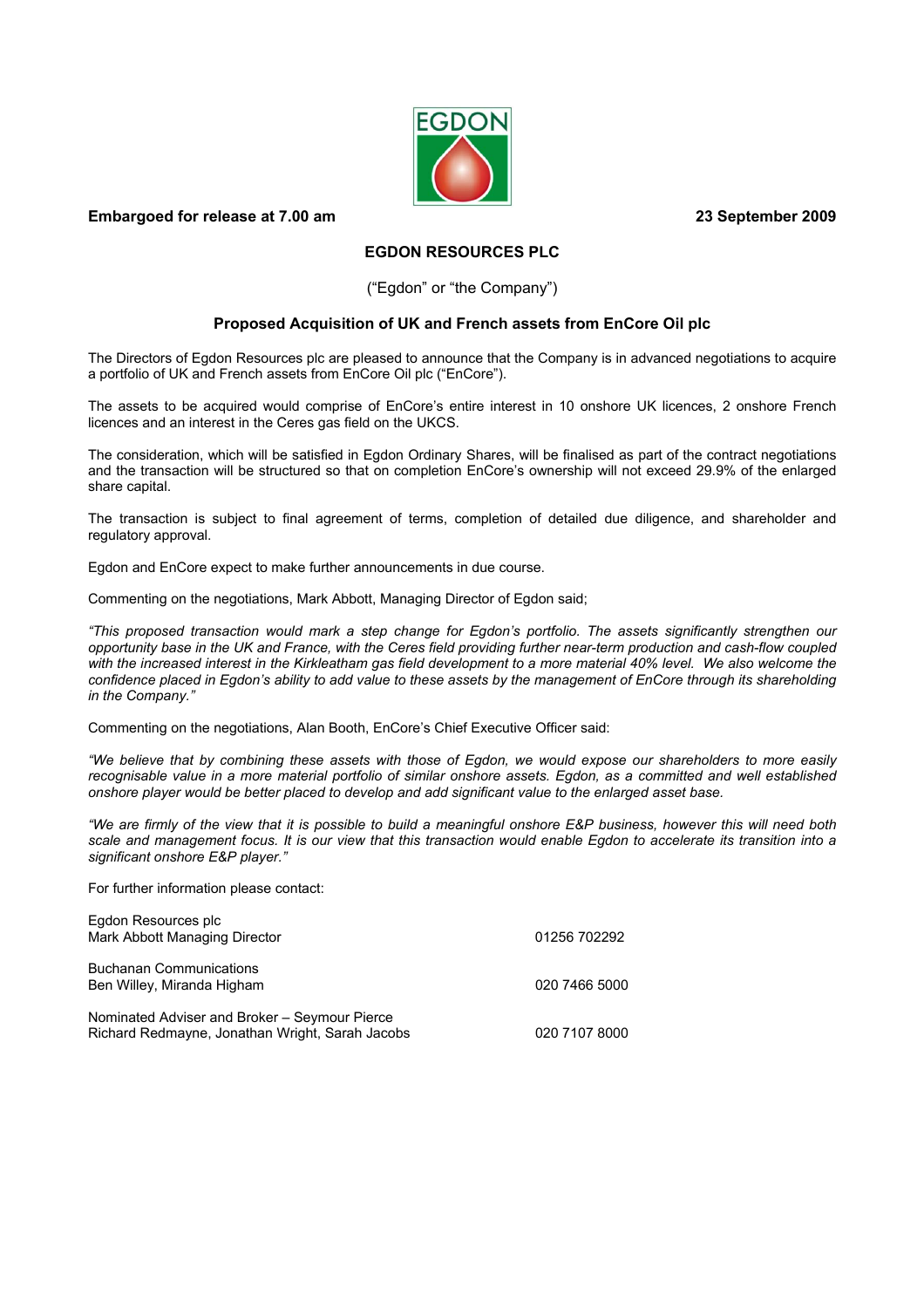**Embargoed for release at 7.00 am** **23 September 2009**

## EGDON RESOURCES PLC

("Egdon" or "the Company")

### Proposed Acquisition of UK and French assets from EnCore Oil plc

The Directors of Egdon Resources plc are pleased to announce that the Company is in advanced negotiations to acquire a portfolio of UK and French assets from EnCore Oil plc ("EnCore").

The assets to be acquired would comprise of EnCore's entire interest in 10 onshore UK licences, 2 onshore French licences and an interest in the Ceres gas field on the UKCS.

The consideration, which will be satisfied in Egdon Ordinary Shares, will be finalised as part of the contract negotiations and the transaction will be structured so that on completion EnCore's ownership will not exceed 29.9% of the enlarged share capital.

The transaction is subject to final agreement of terms, completion of detailed due diligence, and shareholder and regulatory approval.

Egdon and EnCore expect to make further announcements in due course.

Commenting on the negotiations, Mark Abbott, Managing Director of Egdon said;

*"This proposed transaction would mark a step change for Egdon's portfolio. The assets significantly strengthen our opportunity base in the UK and France, with the Ceres field providing further near-term production and cash-flow coupled with the increased interest in the Kirkleatham gas field development to a more material 40% level. We also welcome the confidence placed in Egdon's ability to add value to these assets by the management of EnCore through its shareholding in the Company."*

Commenting on the negotiations, Alan Booth, EnCore's Chief Executive Officer said:

*"We believe that by combining these assets with those of Egdon, we would expose our shareholders to more easily recognisable value in a more material portfolio of similar onshore assets. Egdon, as a committed and well established onshore player would be better placed to develop and add significant value to the enlarged asset base.*

*"We are firmly of the view that it is possible to build a meaningful onshore E&P business, however this will need both scale and management focus. It is our view that this transaction would enable Egdon to accelerate its transition into a significant onshore E&P player."*

For further information please contact:

| | |
|---|---|
| Egdon Resources plc<br>Mark Abbott Managing Director | 01256 702292 |
| Buchanan Communications<br>Ben Willey, Miranda Higham | 020 7466 5000 |
| Nominated Adviser and Broker – Seymour Pierce<br>Richard Redmayne, Jonathan Wright, Sarah Jacobs | 020 7107 8000 |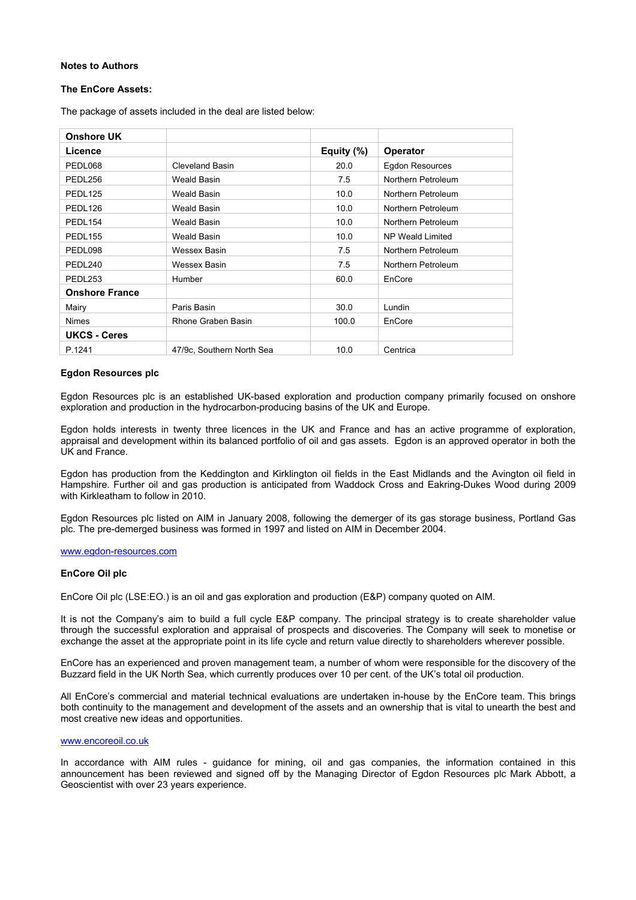**Notes to Authors**

**The EnCore Assets:**

The package of assets included in the deal are listed below:

| **Onshore UK** | | | |
|---|---|---|---|
| **Licence** | | **Equity (%)** | **Operator** |
| PEDL068 | Cleveland Basin | 20.0 | Egdon Resources |
| PEDL256 | Weald Basin | 7.5 | Northern Petroleum |
| PEDL125 | Weald Basin | 10.0 | Northern Petroleum |
| PEDL126 | Weald Basin | 10.0 | Northern Petroleum |
| PEDL154 | Weald Basin | 10.0 | Northern Petroleum |
| PEDL155 | Weald Basin | 10.0 | NP Weald Limited |
| PEDL098 | Wessex Basin | 7.5 | Northern Petroleum |
| PEDL240 | Wessex Basin | 7.5 | Northern Petroleum |
| PEDL253 | Humber | 60.0 | EnCore |
| **Onshore France** | | | |
| Mairy | Paris Basin | 30.0 | Lundin |
| Nimes | Rhone Graben Basin | 100.0 | EnCore |
| **UKCS - Ceres** | | | |
| P.1241 | 47/9c, Southern North Sea | 10.0 | Centrica |

**Egdon Resources plc**

Egdon Resources plc is an established UK-based exploration and production company primarily focused on onshore exploration and production in the hydrocarbon-producing basins of the UK and Europe.

Egdon holds interests in twenty three licences in the UK and France and has an active programme of exploration, appraisal and development within its balanced portfolio of oil and gas assets. Egdon is an approved operator in both the UK and France.

Egdon has production from the Keddington and Kirklington oil fields in the East Midlands and the Avington oil field in Hampshire. Further oil and gas production is anticipated from Waddock Cross and Eakring-Dukes Wood during 2009 with Kirkleatham to follow in 2010.

Egdon Resources plc listed on AIM in January 2008, following the demerger of its gas storage business, Portland Gas plc. The pre-demerged business was formed in 1997 and listed on AIM in December 2004.

www.egdon-resources.com

**EnCore Oil plc**

EnCore Oil plc (LSE:EO.) is an oil and gas exploration and production (E&P) company quoted on AIM.

It is not the Company's aim to build a full cycle E&P company. The principal strategy is to create shareholder value through the successful exploration and appraisal of prospects and discoveries. The Company will seek to monetise or exchange the asset at the appropriate point in its life cycle and return value directly to shareholders wherever possible.

EnCore has an experienced and proven management team, a number of whom were responsible for the discovery of the Buzzard field in the UK North Sea, which currently produces over 10 per cent. of the UK's total oil production.

All EnCore's commercial and material technical evaluations are undertaken in-house by the EnCore team. This brings both continuity to the management and development of the assets and an ownership that is vital to unearth the best and most creative new ideas and opportunities.

www.encoreoil.co.uk

In accordance with AIM rules - guidance for mining, oil and gas companies, the information contained in this announcement has been reviewed and signed off by the Managing Director of Egdon Resources plc Mark Abbott, a Geoscientist with over 23 years experience.